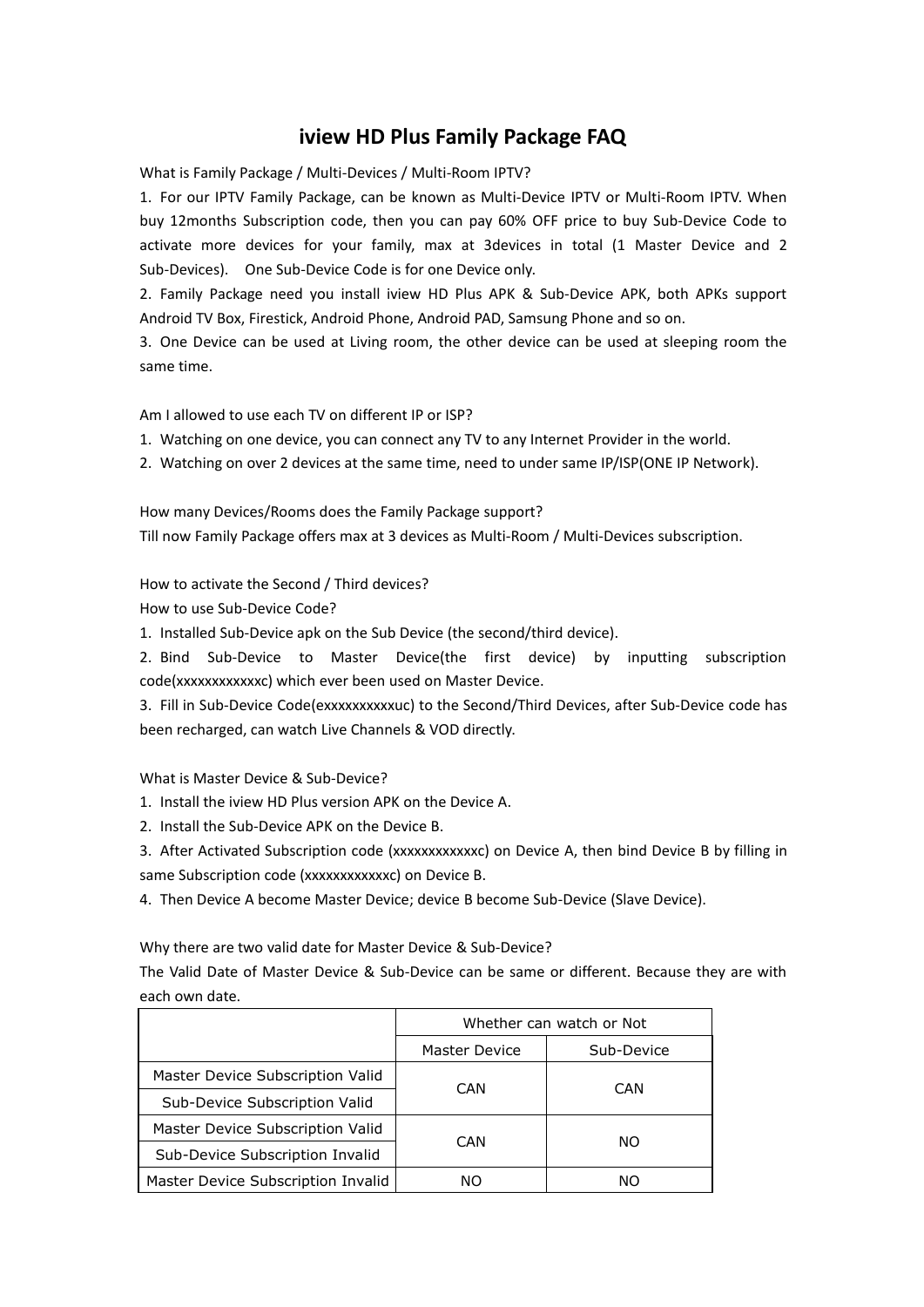# iview HD Plus Family Package FAQ

What is Family Package / Multi-Devices / Multi-Room IPTV?

1. For our IPTV Family Package, can be known as Multi-Device IPTV or Multi-Room IPTV. When buy 12months Subscription code, then you can pay 60% OFF price to buy Sub-Device Code to activate more devices for your family, max at 3devices in total (1 Master Device and 2 Sub-Devices). One Sub-Device Code is for one Device only.
2. Family Package need you install iview HD Plus APK & Sub-Device APK, both APKs support Android TV Box, Firestick, Android Phone, Android PAD, Samsung Phone and so on.
3. One Device can be used at Living room, the other device can be used at sleeping room the same time.

Am I allowed to use each TV on different IP or ISP?

1. Watching on one device, you can connect any TV to any Internet Provider in the world.
2. Watching on over 2 devices at the same time, need to under same IP/ISP(ONE IP Network).

How many Devices/Rooms does the Family Package support?

Till now Family Package offers max at 3 devices as Multi-Room / Multi-Devices subscription.

How to activate the Second / Third devices?

How to use Sub-Device Code?

1. Installed Sub-Device apk on the Sub Device (the second/third device).
2. Bind Sub-Device to Master Device(the first device) by inputting subscription code(xxxxxxxxxxxxc) which ever been used on Master Device.
3. Fill in Sub-Device Code(exxxxxxxxxxuc) to the Second/Third Devices, after Sub-Device code has been recharged, can watch Live Channels & VOD directly.

What is Master Device & Sub-Device?

1. Install the iview HD Plus version APK on the Device A.
2. Install the Sub-Device APK on the Device B.
3. After Activated Subscription code (xxxxxxxxxxxxc) on Device A, then bind Device B by filling in same Subscription code (xxxxxxxxxxxxc) on Device B.
4. Then Device A become Master Device; device B become Sub-Device (Slave Device).

Why there are two valid date for Master Device & Sub-Device?

The Valid Date of Master Device & Sub-Device can be same or different. Because they are with each own date.

| | Whether can watch or Not | |
|---|---|---|
| | Master Device | Sub-Device |
| Master Device Subscription Valid<br>Sub-Device Subscription Valid | CAN | CAN |
| Master Device Subscription Valid<br>Sub-Device Subscription Invalid | CAN | NO |
| Master Device Subscription Invalid | NO | NO |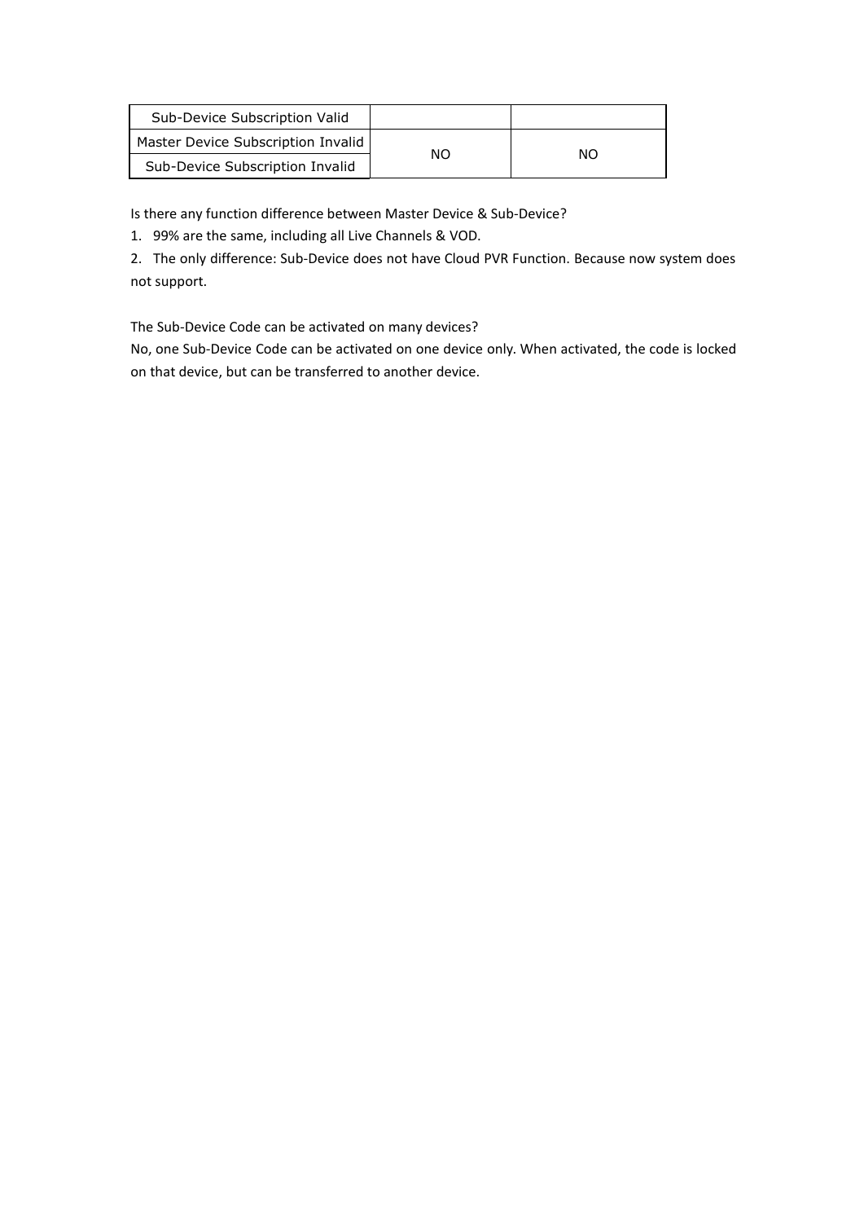| | | |
|---|---|---|
| Sub-Device Subscription Valid | | |
| Master Device Subscription Invalid | NO | NO |
| Sub-Device Subscription Invalid | | |

Is there any function difference between Master Device & Sub-Device?

1. 99% are the same, including all Live Channels & VOD.
2. The only difference: Sub-Device does not have Cloud PVR Function. Because now system does not support.

The Sub-Device Code can be activated on many devices?

No, one Sub-Device Code can be activated on one device only. When activated, the code is locked on that device, but can be transferred to another device.